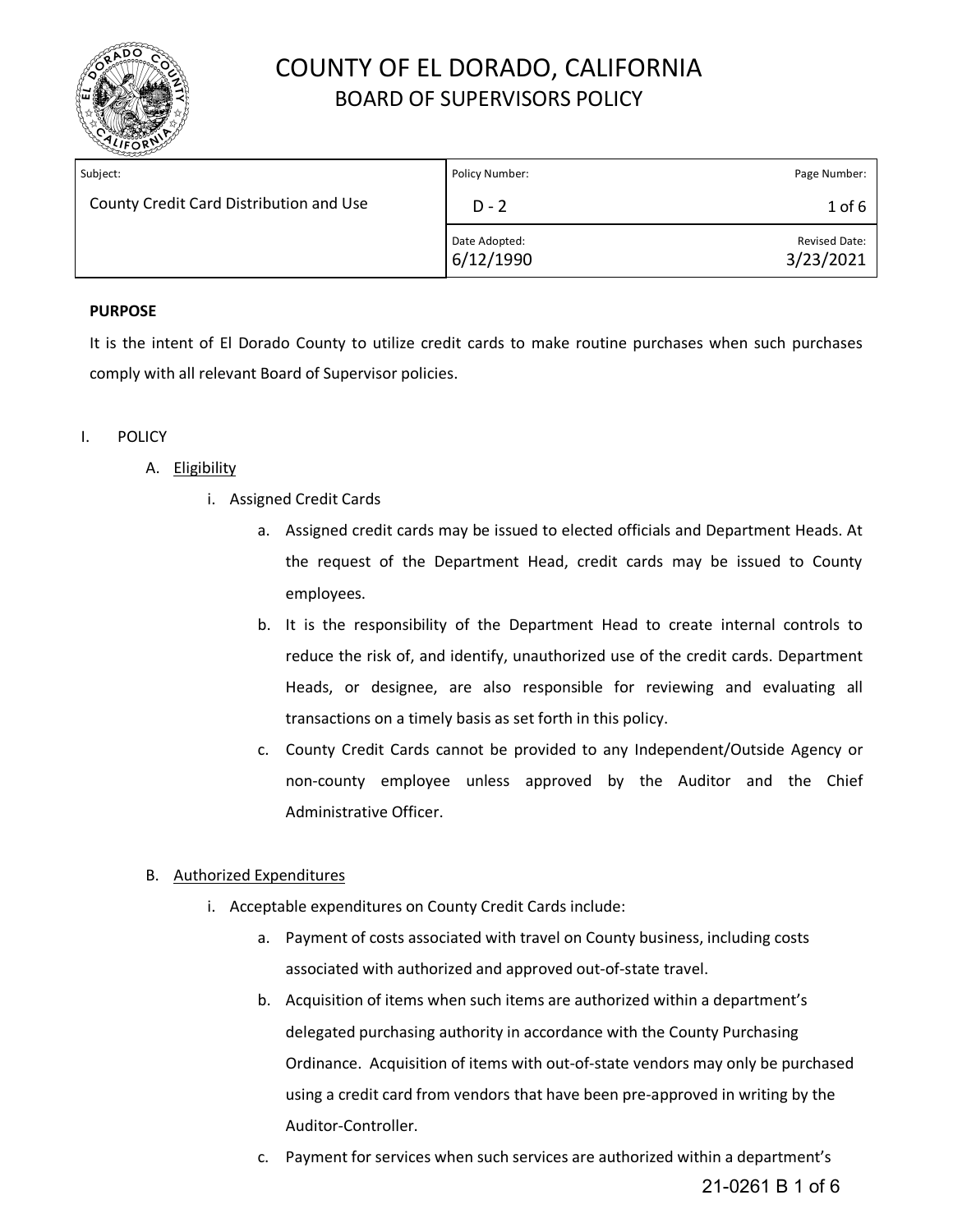# COUNTY OF EL DORADO, CALIFORNIA
## BOARD OF SUPERVISORS POLICY

| Subject: | Policy Number: | Page Number: |
|---|---|---|
| County Credit Card Distribution and Use | D - 2 | 1 of 6 |
| | Date Adopted: 6/12/1990 | Revised Date: 3/23/2021 |

**PURPOSE**

It is the intent of El Dorado County to utilize credit cards to make routine purchases when such purchases comply with all relevant Board of Supervisor policies.

I. POLICY

A. Eligibility

i. Assigned Credit Cards

a. Assigned credit cards may be issued to elected officials and Department Heads. At the request of the Department Head, credit cards may be issued to County employees.

b. It is the responsibility of the Department Head to create internal controls to reduce the risk of, and identify, unauthorized use of the credit cards. Department Heads, or designee, are also responsible for reviewing and evaluating all transactions on a timely basis as set forth in this policy.

c. County Credit Cards cannot be provided to any Independent/Outside Agency or non-county employee unless approved by the Auditor and the Chief Administrative Officer.

B. Authorized Expenditures

i. Acceptable expenditures on County Credit Cards include:

a. Payment of costs associated with travel on County business, including costs associated with authorized and approved out-of-state travel.

b. Acquisition of items when such items are authorized within a department's delegated purchasing authority in accordance with the County Purchasing Ordinance. Acquisition of items with out-of-state vendors may only be purchased using a credit card from vendors that have been pre-approved in writing by the Auditor-Controller.

c. Payment for services when such services are authorized within a department's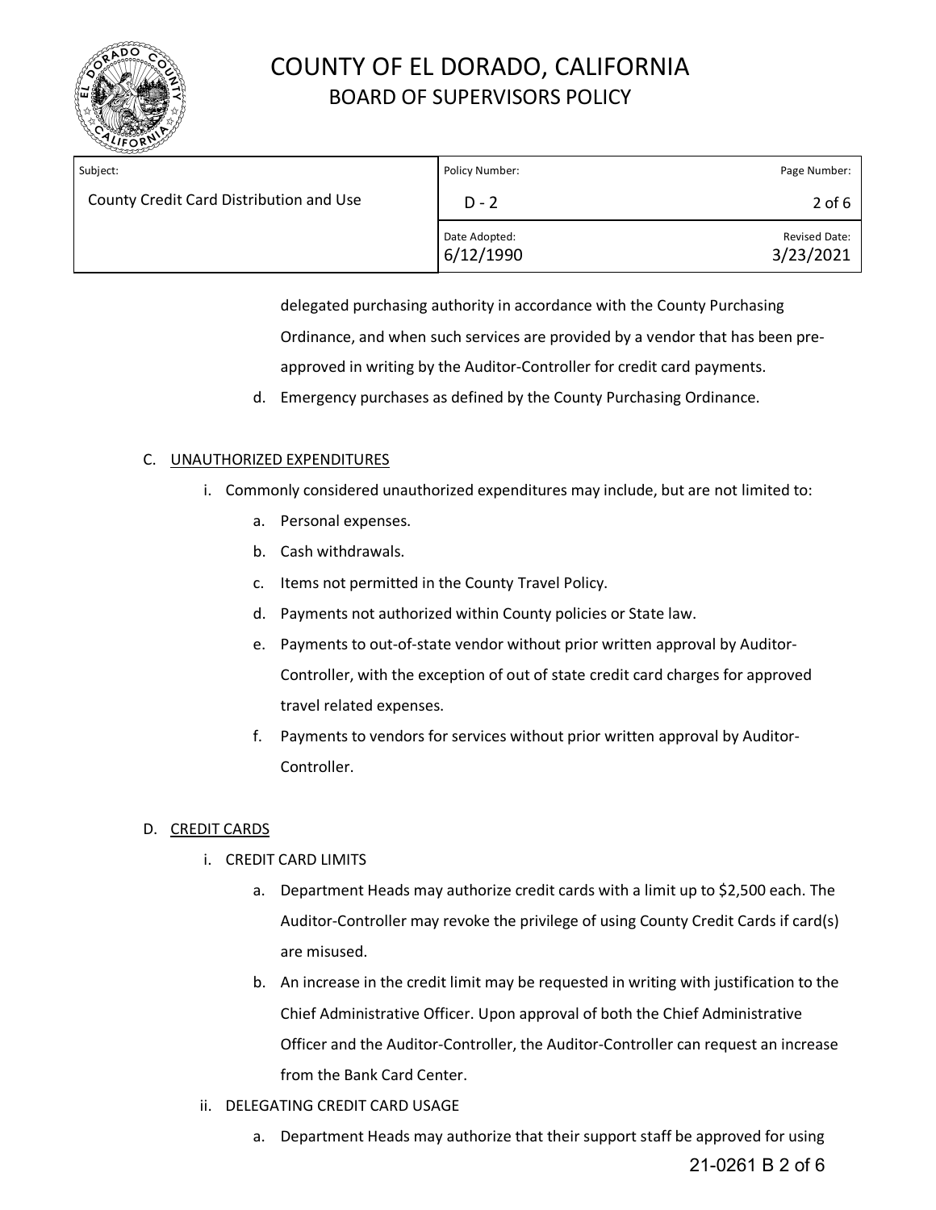delegated purchasing authority in accordance with the County Purchasing Ordinance, and when such services are provided by a vendor that has been pre-approved in writing by the Auditor-Controller for credit card payments.

d. Emergency purchases as defined by the County Purchasing Ordinance.

C. UNAUTHORIZED EXPENDITURES

i. Commonly considered unauthorized expenditures may include, but are not limited to:

   a. Personal expenses.
   b. Cash withdrawals.
   c. Items not permitted in the County Travel Policy.
   d. Payments not authorized within County policies or State law.
   e. Payments to out-of-state vendor without prior written approval by Auditor-Controller, with the exception of out of state credit card charges for approved travel related expenses.
   f. Payments to vendors for services without prior written approval by Auditor-Controller.

D. CREDIT CARDS

i. CREDIT CARD LIMITS

   a. Department Heads may authorize credit cards with a limit up to $2,500 each. The Auditor-Controller may revoke the privilege of using County Credit Cards if card(s) are misused.
   b. An increase in the credit limit may be requested in writing with justification to the Chief Administrative Officer. Upon approval of both the Chief Administrative Officer and the Auditor-Controller, the Auditor-Controller can request an increase from the Bank Card Center.

ii. DELEGATING CREDIT CARD USAGE

   a. Department Heads may authorize that their support staff be approved for using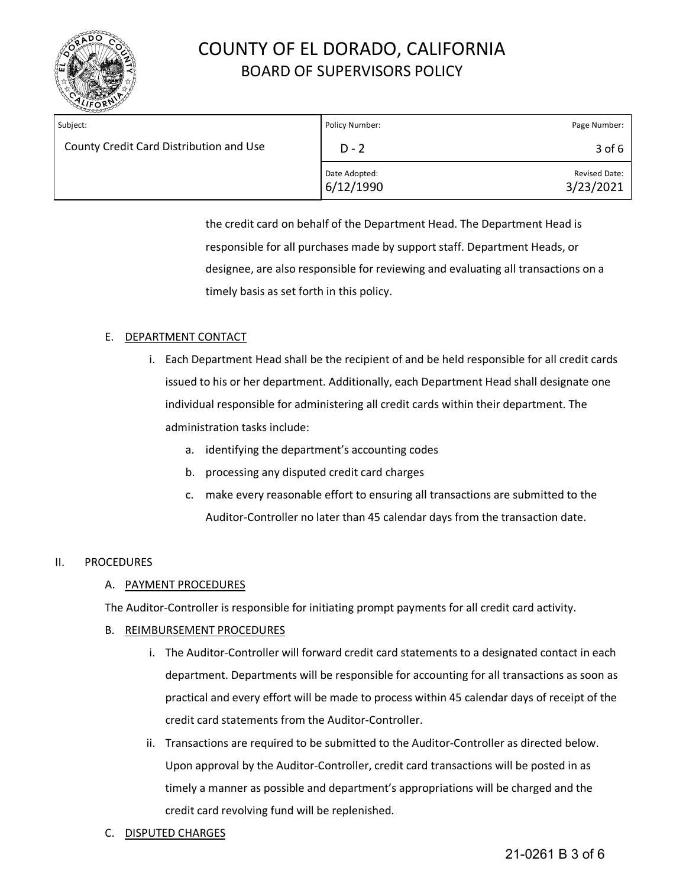the credit card on behalf of the Department Head. The Department Head is responsible for all purchases made by support staff. Department Heads, or designee, are also responsible for reviewing and evaluating all transactions on a timely basis as set forth in this policy.

E. DEPARTMENT CONTACT

i. Each Department Head shall be the recipient of and be held responsible for all credit cards issued to his or her department. Additionally, each Department Head shall designate one individual responsible for administering all credit cards within their department. The administration tasks include:

   a. identifying the department's accounting codes
   b. processing any disputed credit card charges
   c. make every reasonable effort to ensuring all transactions are submitted to the Auditor-Controller no later than 45 calendar days from the transaction date.

II. PROCEDURES

A. PAYMENT PROCEDURES

The Auditor-Controller is responsible for initiating prompt payments for all credit card activity.

B. REIMBURSEMENT PROCEDURES

i. The Auditor-Controller will forward credit card statements to a designated contact in each department. Departments will be responsible for accounting for all transactions as soon as practical and every effort will be made to process within 45 calendar days of receipt of the credit card statements from the Auditor-Controller.

ii. Transactions are required to be submitted to the Auditor-Controller as directed below. Upon approval by the Auditor-Controller, credit card transactions will be posted in as timely a manner as possible and department's appropriations will be charged and the credit card revolving fund will be replenished.

C. DISPUTED CHARGES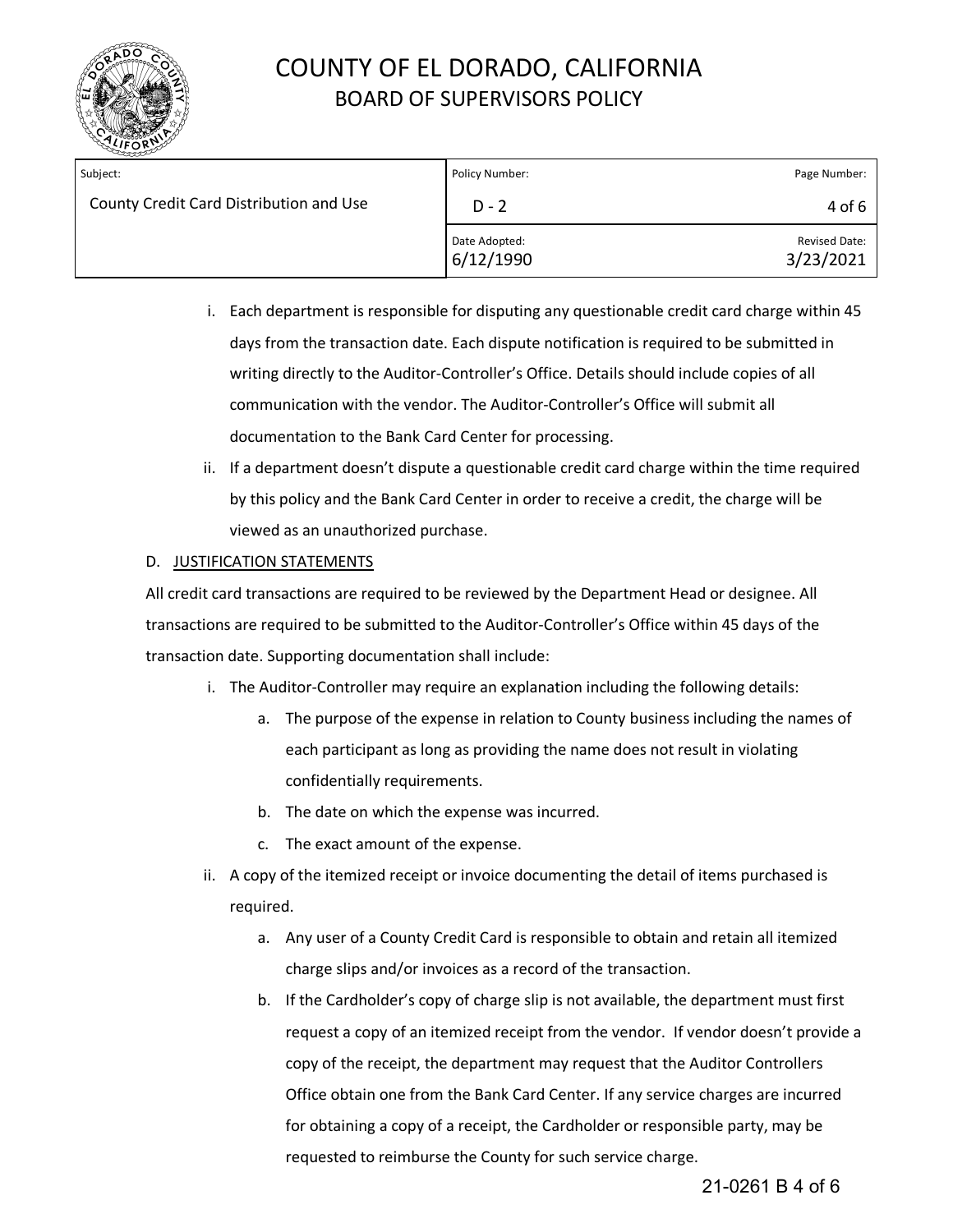i. Each department is responsible for disputing any questionable credit card charge within 45 days from the transaction date. Each dispute notification is required to be submitted in writing directly to the Auditor-Controller's Office. Details should include copies of all communication with the vendor. The Auditor-Controller's Office will submit all documentation to the Bank Card Center for processing.

ii. If a department doesn't dispute a questionable credit card charge within the time required by this policy and the Bank Card Center in order to receive a credit, the charge will be viewed as an unauthorized purchase.

D. <u>JUSTIFICATION STATEMENTS</u>

All credit card transactions are required to be reviewed by the Department Head or designee. All transactions are required to be submitted to the Auditor-Controller's Office within 45 days of the transaction date. Supporting documentation shall include:

i. The Auditor-Controller may require an explanation including the following details:

   a. The purpose of the expense in relation to County business including the names of each participant as long as providing the name does not result in violating confidentially requirements.

   b. The date on which the expense was incurred.

   c. The exact amount of the expense.

ii. A copy of the itemized receipt or invoice documenting the detail of items purchased is required.

   a. Any user of a County Credit Card is responsible to obtain and retain all itemized charge slips and/or invoices as a record of the transaction.

   b. If the Cardholder's copy of charge slip is not available, the department must first request a copy of an itemized receipt from the vendor. If vendor doesn't provide a copy of the receipt, the department may request that the Auditor Controllers Office obtain one from the Bank Card Center. If any service charges are incurred for obtaining a copy of a receipt, the Cardholder or responsible party, may be requested to reimburse the County for such service charge.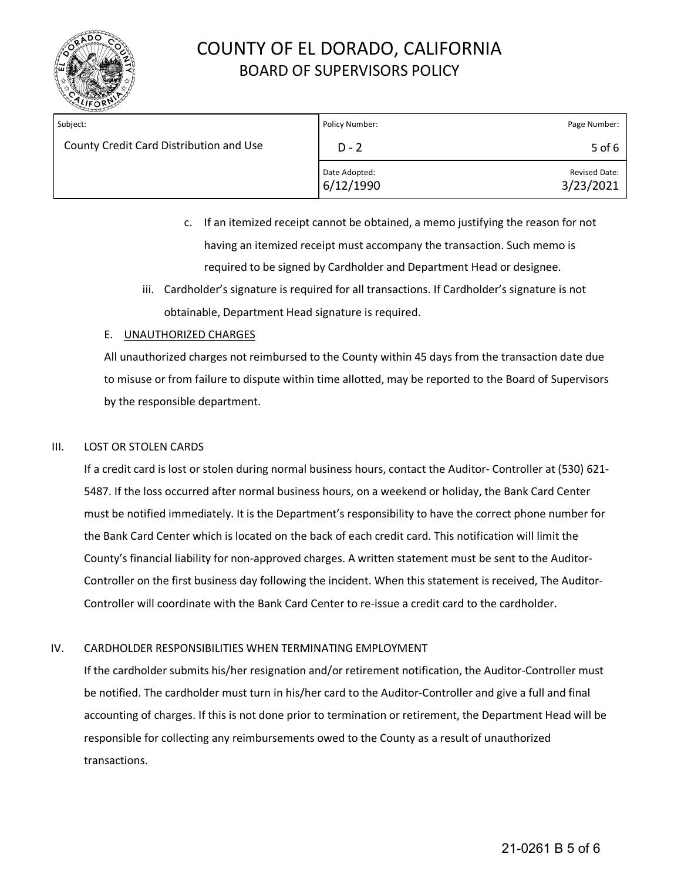c. If an itemized receipt cannot be obtained, a memo justifying the reason for not having an itemized receipt must accompany the transaction. Such memo is required to be signed by Cardholder and Department Head or designee.

iii. Cardholder's signature is required for all transactions. If Cardholder's signature is not obtainable, Department Head signature is required.

E. UNAUTHORIZED CHARGES

All unauthorized charges not reimbursed to the County within 45 days from the transaction date due to misuse or from failure to dispute within time allotted, may be reported to the Board of Supervisors by the responsible department.

## III. LOST OR STOLEN CARDS

If a credit card is lost or stolen during normal business hours, contact the Auditor- Controller at (530) 621-5487. If the loss occurred after normal business hours, on a weekend or holiday, the Bank Card Center must be notified immediately. It is the Department's responsibility to have the correct phone number for the Bank Card Center which is located on the back of each credit card. This notification will limit the County's financial liability for non-approved charges. A written statement must be sent to the Auditor-Controller on the first business day following the incident. When this statement is received, The Auditor-Controller will coordinate with the Bank Card Center to re-issue a credit card to the cardholder.

## IV. CARDHOLDER RESPONSIBILITIES WHEN TERMINATING EMPLOYMENT

If the cardholder submits his/her resignation and/or retirement notification, the Auditor-Controller must be notified. The cardholder must turn in his/her card to the Auditor-Controller and give a full and final accounting of charges. If this is not done prior to termination or retirement, the Department Head will be responsible for collecting any reimbursements owed to the County as a result of unauthorized transactions.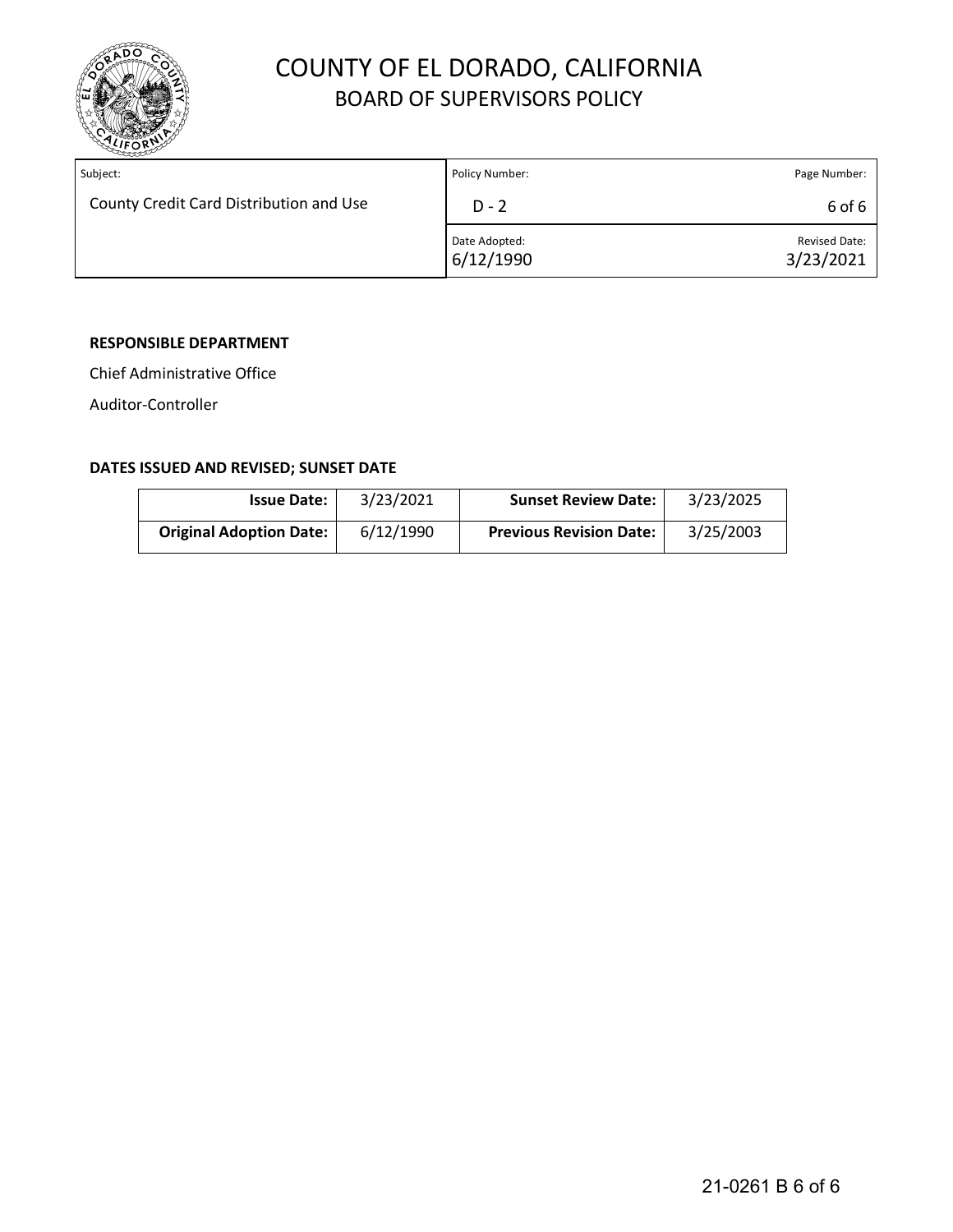# COUNTY OF EL DORADO, CALIFORNIA
## BOARD OF SUPERVISORS POLICY

| Subject: | Policy Number: | Page Number: |
|---|---|---|
| County Credit Card Distribution and Use | D - 2 | 6 of 6 |
| | Date Adopted: 6/12/1990 | Revised Date: 3/23/2021 |

**RESPONSIBLE DEPARTMENT**

Chief Administrative Office

Auditor-Controller

**DATES ISSUED AND REVISED; SUNSET DATE**

| | | | |
|---|---|---|---|
| **Issue Date:** | 3/23/2021 | **Sunset Review Date:** | 3/23/2025 |
| **Original Adoption Date:** | 6/12/1990 | **Previous Revision Date:** | 3/25/2003 |

21-0261 B 6 of 6